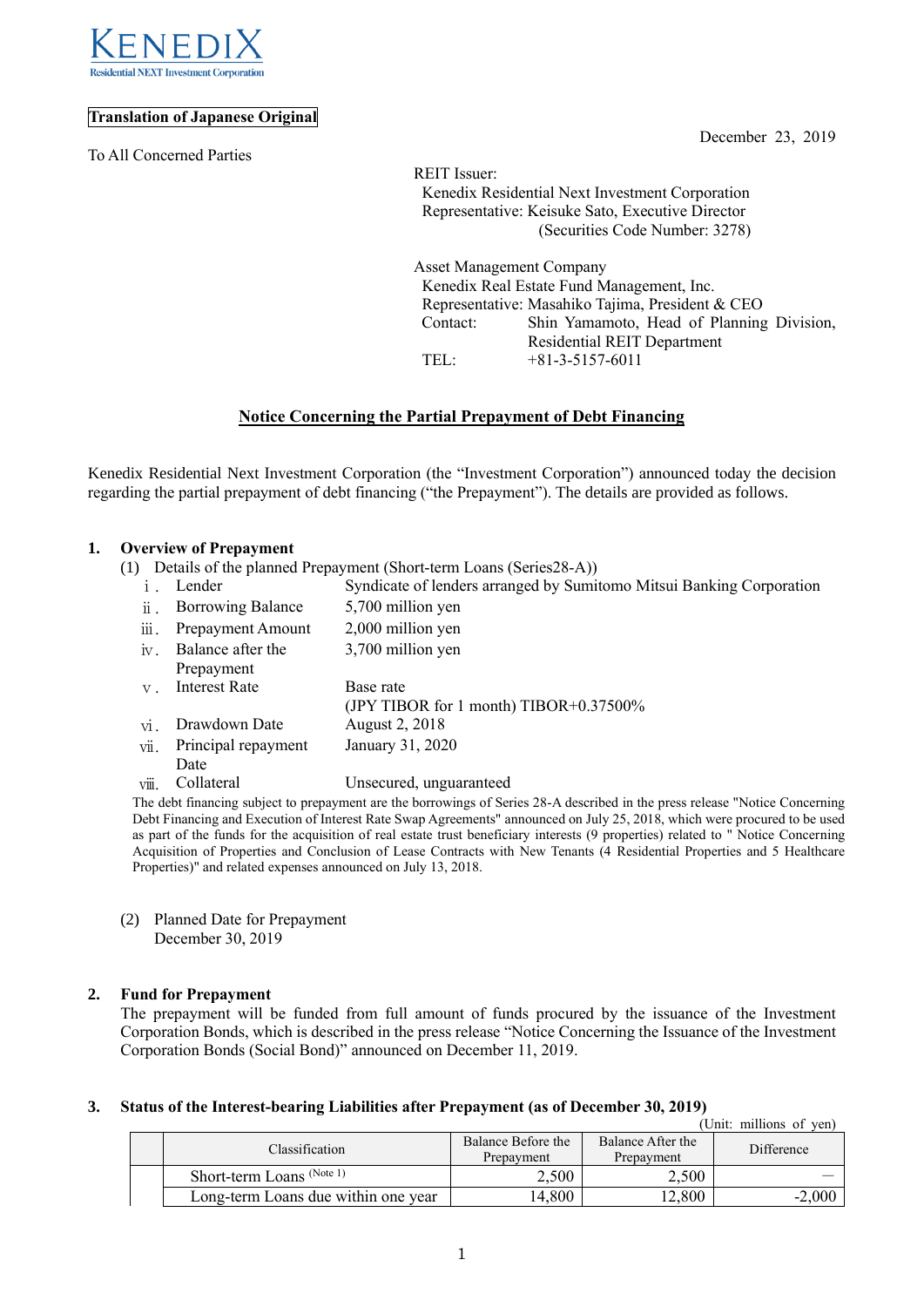KENEDIX
Residential NEXT Investment Corporation

**Translation of Japanese Original**

December 23, 2019

To All Concerned Parties

REIT Issuer:
Kenedix Residential Next Investment Corporation
Representative: Keisuke Sato, Executive Director
(Securities Code Number: 3278)

Asset Management Company
Kenedix Real Estate Fund Management, Inc.
Representative: Masahiko Tajima, President & CEO
Contact: Shin Yamamoto, Head of Planning Division, Residential REIT Department
TEL: +81-3-5157-6011

## Notice Concerning the Partial Prepayment of Debt Financing

Kenedix Residential Next Investment Corporation (the "Investment Corporation") announced today the decision regarding the partial prepayment of debt financing ("the Prepayment"). The details are provided as follows.

### 1. Overview of Prepayment

(1) Details of the planned Prepayment (Short-term Loans (Series28-A))

| | | |
|---|---|---|
| ⅰ. | Lender | Syndicate of lenders arranged by Sumitomo Mitsui Banking Corporation |
| ⅱ. | Borrowing Balance | 5,700 million yen |
| ⅲ. | Prepayment Amount | 2,000 million yen |
| ⅳ. | Balance after the Prepayment | 3,700 million yen |
| ⅴ. | Interest Rate | Base rate (JPY TIBOR for 1 month) TIBOR+0.37500% |
| ⅵ. | Drawdown Date | August 2, 2018 |
| ⅶ. | Principal repayment Date | January 31, 2020 |
| ⅷ. | Collateral | Unsecured, unguaranteed |

The debt financing subject to prepayment are the borrowings of Series 28-A described in the press release "Notice Concerning Debt Financing and Execution of Interest Rate Swap Agreements" announced on July 25, 2018, which were procured to be used as part of the funds for the acquisition of real estate trust beneficiary interests (9 properties) related to " Notice Concerning Acquisition of Properties and Conclusion of Lease Contracts with New Tenants (4 Residential Properties and 5 Healthcare Properties)" and related expenses announced on July 13, 2018.

(2) Planned Date for Prepayment
December 30, 2019

### 2. Fund for Prepayment

The prepayment will be funded from full amount of funds procured by the issuance of the Investment Corporation Bonds, which is described in the press release "Notice Concerning the Issuance of the Investment Corporation Bonds (Social Bond)" announced on December 11, 2019.

### 3. Status of the Interest-bearing Liabilities after Prepayment (as of December 30, 2019)

(Unit: millions of yen)

| | Classification | Balance Before the Prepayment | Balance After the Prepayment | Difference |
|---|---|---|---|---|
| | Short-term Loans (Note 1) | 2,500 | 2,500 | — |
| | Long-term Loans due within one year | 14,800 | 12,800 | -2,000 |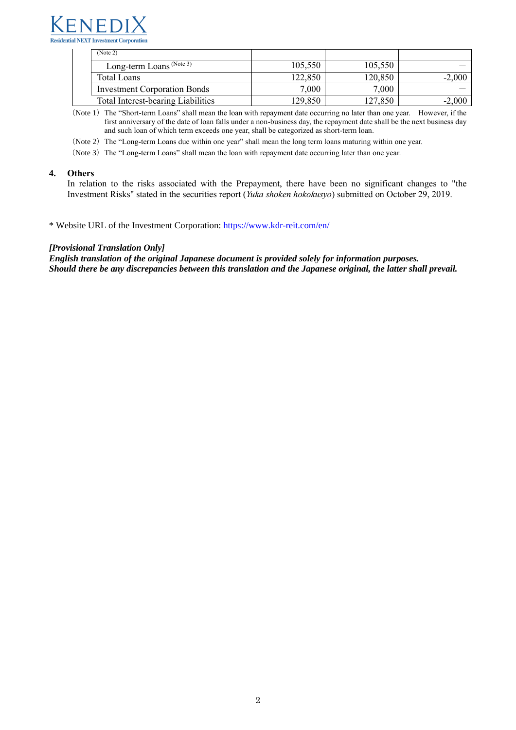| | | | |
|---|---|---|---|
| (Note 2) | | | |
| Long-term Loans (Note 3) | 105,550 | 105,550 | — |
| Total Loans | 122,850 | 120,850 | -2,000 |
| Investment Corporation Bonds | 7,000 | 7,000 | — |
| Total Interest-bearing Liabilities | 129,850 | 127,850 | -2,000 |

(Note 1) The "Short-term Loans" shall mean the loan with repayment date occurring no later than one year. However, if the first anniversary of the date of loan falls under a non-business day, the repayment date shall be the next business day and such loan of which term exceeds one year, shall be categorized as short-term loan.

(Note 2) The "Long-term Loans due within one year" shall mean the long term loans maturing within one year.

(Note 3) The "Long-term Loans" shall mean the loan with repayment date occurring later than one year.

## 4. Others

In relation to the risks associated with the Prepayment, there have been no significant changes to "the Investment Risks" stated in the securities report (*Yuka shoken hokokusyo*) submitted on October 29, 2019.

* Website URL of the Investment Corporation: https://www.kdr-reit.com/en/

***[Provisional Translation Only]***
***English translation of the original Japanese document is provided solely for information purposes.***
***Should there be any discrepancies between this translation and the Japanese original, the latter shall prevail.***